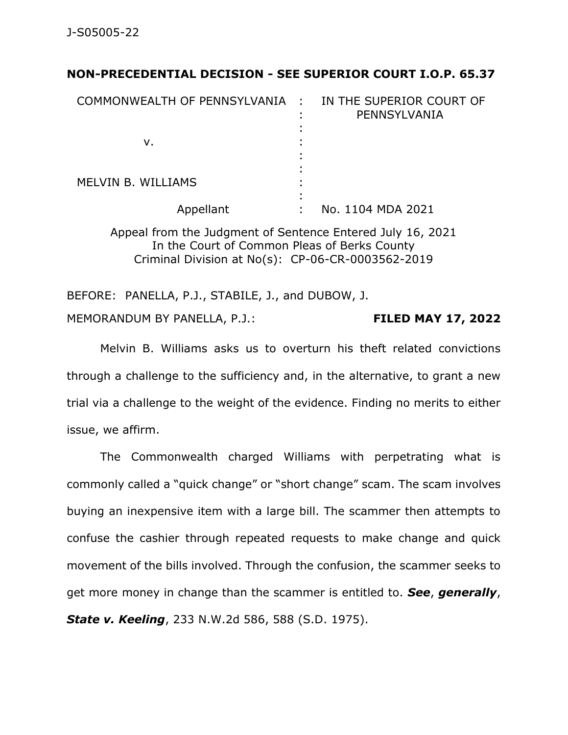**NON-PRECEDENTIAL DECISION - SEE SUPERIOR COURT I.O.P. 65.37**

| COMMONWEALTH OF PENNSYLVANIA | : | IN THE SUPERIOR COURT OF PENNSYLVANIA |
|---|---|---|
| v. | : | |
| MELVIN B. WILLIAMS | : | |
| Appellant | : | No. 1104 MDA 2021 |

Appeal from the Judgment of Sentence Entered July 16, 2021
In the Court of Common Pleas of Berks County
Criminal Division at No(s): CP-06-CR-0003562-2019

BEFORE: PANELLA, P.J., STABILE, J., and DUBOW, J.

MEMORANDUM BY PANELLA, P.J.: **FILED MAY 17, 2022**

Melvin B. Williams asks us to overturn his theft related convictions through a challenge to the sufficiency and, in the alternative, to grant a new trial via a challenge to the weight of the evidence. Finding no merits to either issue, we affirm.

The Commonwealth charged Williams with perpetrating what is commonly called a "quick change" or "short change" scam. The scam involves buying an inexpensive item with a large bill. The scammer then attempts to confuse the cashier through repeated requests to make change and quick movement of the bills involved. Through the confusion, the scammer seeks to get more money in change than the scammer is entitled to. ***See***, ***generally***, ***State v. Keeling***, 233 N.W.2d 586, 588 (S.D. 1975).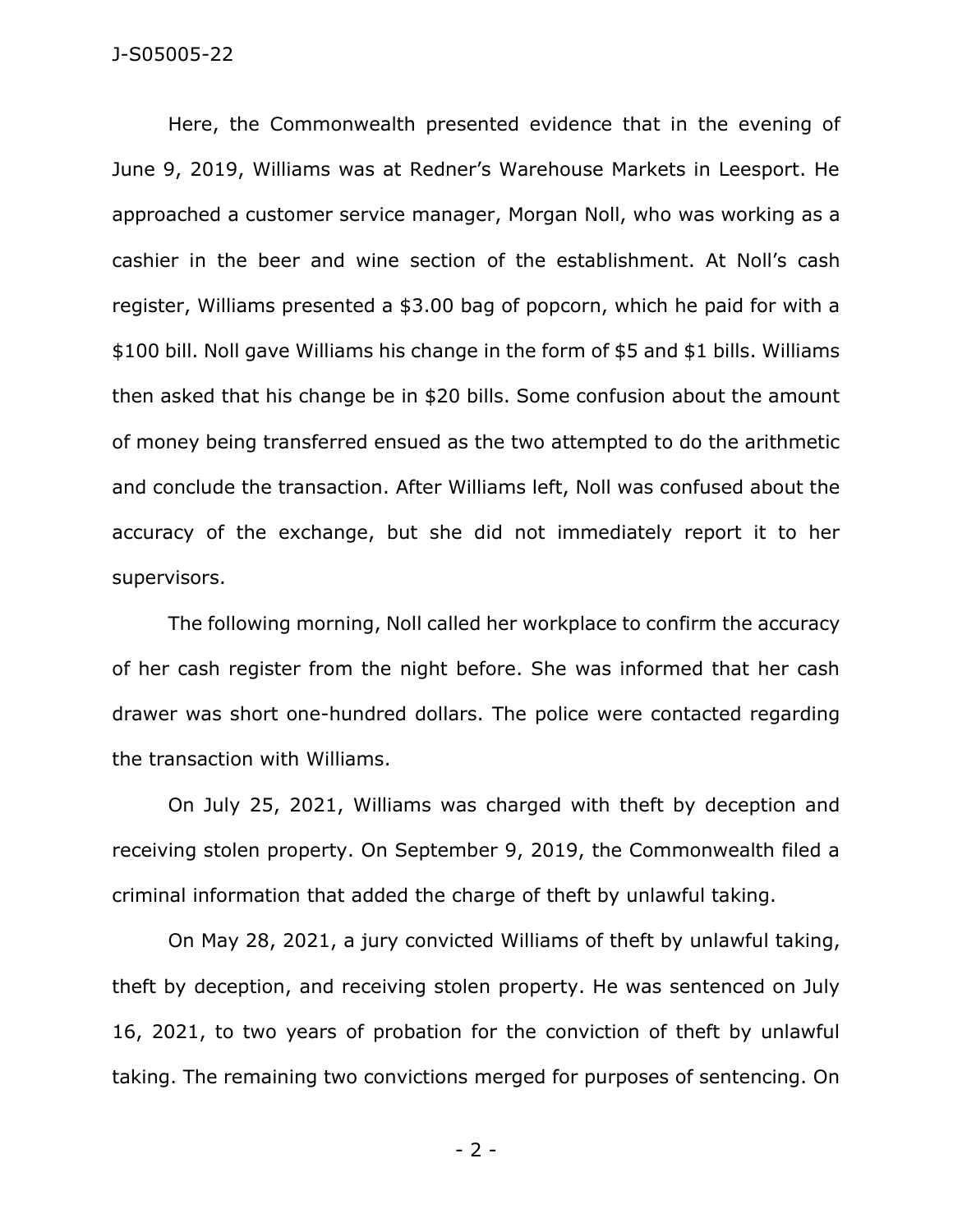Here, the Commonwealth presented evidence that in the evening of June 9, 2019, Williams was at Redner's Warehouse Markets in Leesport. He approached a customer service manager, Morgan Noll, who was working as a cashier in the beer and wine section of the establishment. At Noll's cash register, Williams presented a $3.00 bag of popcorn, which he paid for with a $100 bill. Noll gave Williams his change in the form of $5 and $1 bills. Williams then asked that his change be in $20 bills. Some confusion about the amount of money being transferred ensued as the two attempted to do the arithmetic and conclude the transaction. After Williams left, Noll was confused about the accuracy of the exchange, but she did not immediately report it to her supervisors.

The following morning, Noll called her workplace to confirm the accuracy of her cash register from the night before. She was informed that her cash drawer was short one-hundred dollars. The police were contacted regarding the transaction with Williams.

On July 25, 2021, Williams was charged with theft by deception and receiving stolen property. On September 9, 2019, the Commonwealth filed a criminal information that added the charge of theft by unlawful taking.

On May 28, 2021, a jury convicted Williams of theft by unlawful taking, theft by deception, and receiving stolen property. He was sentenced on July 16, 2021, to two years of probation for the conviction of theft by unlawful taking. The remaining two convictions merged for purposes of sentencing. On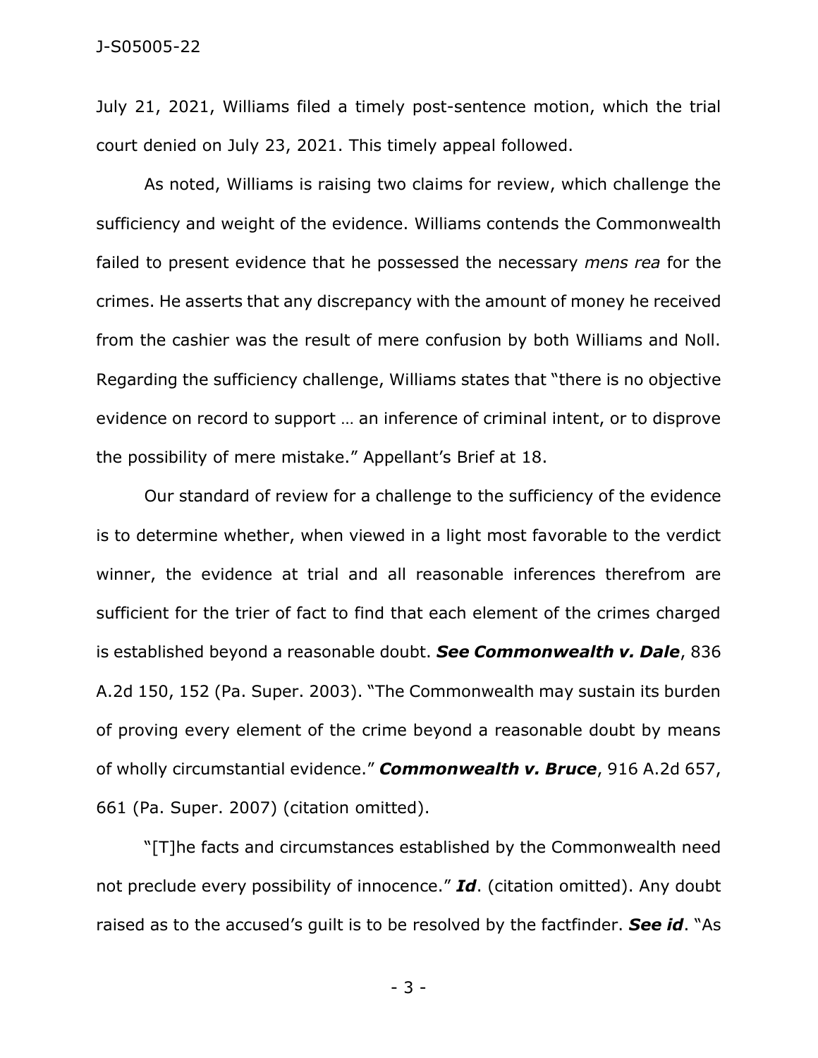July 21, 2021, Williams filed a timely post-sentence motion, which the trial court denied on July 23, 2021. This timely appeal followed.

As noted, Williams is raising two claims for review, which challenge the sufficiency and weight of the evidence. Williams contends the Commonwealth failed to present evidence that he possessed the necessary *mens rea* for the crimes. He asserts that any discrepancy with the amount of money he received from the cashier was the result of mere confusion by both Williams and Noll. Regarding the sufficiency challenge, Williams states that "there is no objective evidence on record to support … an inference of criminal intent, or to disprove the possibility of mere mistake." Appellant's Brief at 18.

Our standard of review for a challenge to the sufficiency of the evidence is to determine whether, when viewed in a light most favorable to the verdict winner, the evidence at trial and all reasonable inferences therefrom are sufficient for the trier of fact to find that each element of the crimes charged is established beyond a reasonable doubt. ***See Commonwealth v. Dale***, 836 A.2d 150, 152 (Pa. Super. 2003). "The Commonwealth may sustain its burden of proving every element of the crime beyond a reasonable doubt by means of wholly circumstantial evidence." ***Commonwealth v. Bruce***, 916 A.2d 657, 661 (Pa. Super. 2007) (citation omitted).

"[T]he facts and circumstances established by the Commonwealth need not preclude every possibility of innocence." ***Id***. (citation omitted). Any doubt raised as to the accused's guilt is to be resolved by the factfinder. ***See id***. "As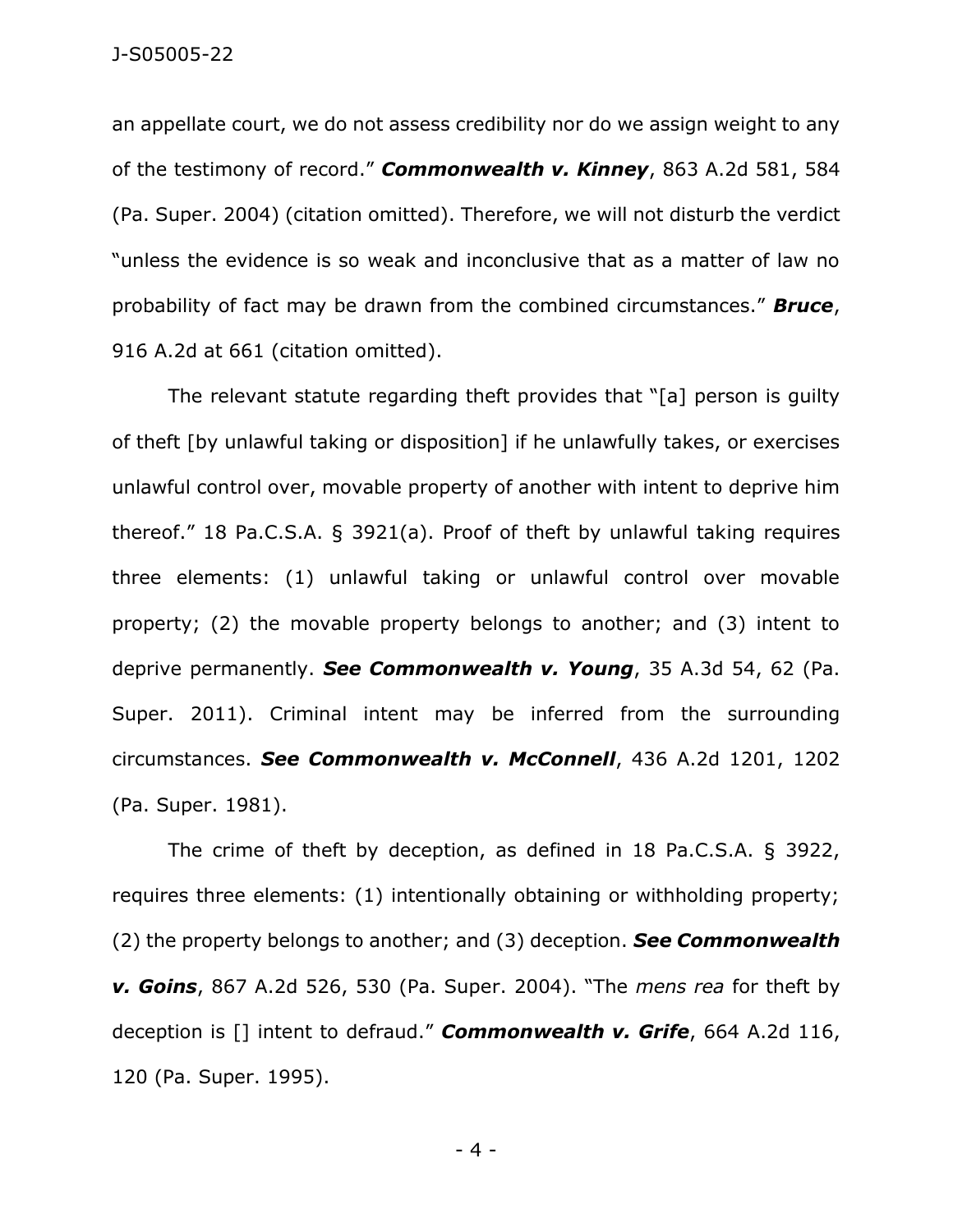an appellate court, we do not assess credibility nor do we assign weight to any of the testimony of record." ***Commonwealth v. Kinney***, 863 A.2d 581, 584 (Pa. Super. 2004) (citation omitted). Therefore, we will not disturb the verdict "unless the evidence is so weak and inconclusive that as a matter of law no probability of fact may be drawn from the combined circumstances." ***Bruce***, 916 A.2d at 661 (citation omitted).

The relevant statute regarding theft provides that "[a] person is guilty of theft [by unlawful taking or disposition] if he unlawfully takes, or exercises unlawful control over, movable property of another with intent to deprive him thereof." 18 Pa.C.S.A. § 3921(a). Proof of theft by unlawful taking requires three elements: (1) unlawful taking or unlawful control over movable property; (2) the movable property belongs to another; and (3) intent to deprive permanently. ***See Commonwealth v. Young***, 35 A.3d 54, 62 (Pa. Super. 2011). Criminal intent may be inferred from the surrounding circumstances. ***See Commonwealth v. McConnell***, 436 A.2d 1201, 1202 (Pa. Super. 1981).

The crime of theft by deception, as defined in 18 Pa.C.S.A. § 3922, requires three elements: (1) intentionally obtaining or withholding property; (2) the property belongs to another; and (3) deception. ***See Commonwealth v. Goins***, 867 A.2d 526, 530 (Pa. Super. 2004). "The *mens rea* for theft by deception is [] intent to defraud." ***Commonwealth v. Grife***, 664 A.2d 116, 120 (Pa. Super. 1995).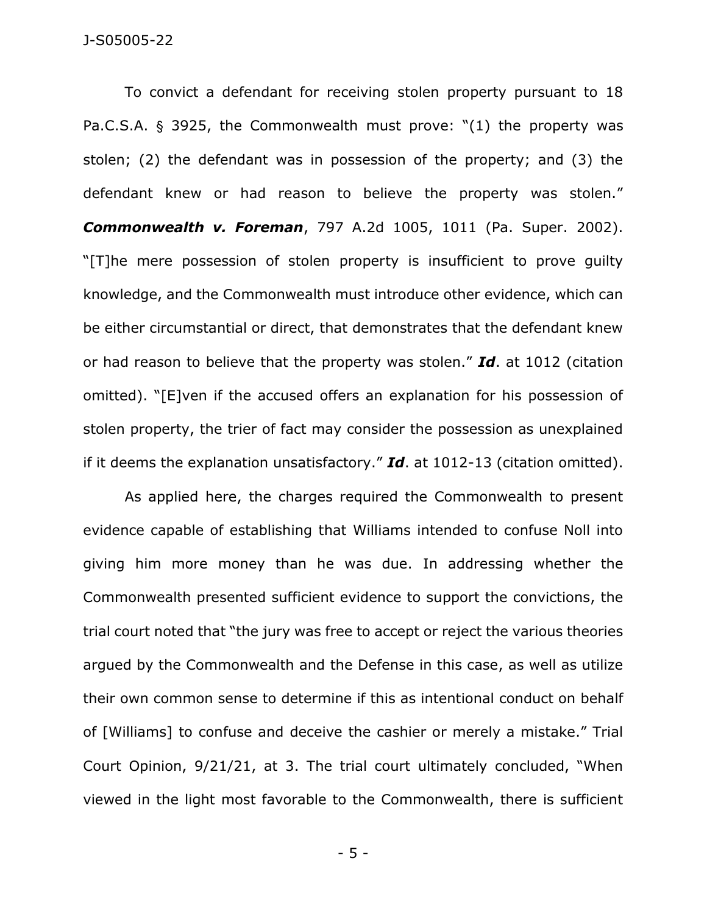To convict a defendant for receiving stolen property pursuant to 18 Pa.C.S.A. § 3925, the Commonwealth must prove: "(1) the property was stolen; (2) the defendant was in possession of the property; and (3) the defendant knew or had reason to believe the property was stolen." ***Commonwealth v. Foreman***, 797 A.2d 1005, 1011 (Pa. Super. 2002). "[T]he mere possession of stolen property is insufficient to prove guilty knowledge, and the Commonwealth must introduce other evidence, which can be either circumstantial or direct, that demonstrates that the defendant knew or had reason to believe that the property was stolen." ***Id***. at 1012 (citation omitted). "[E]ven if the accused offers an explanation for his possession of stolen property, the trier of fact may consider the possession as unexplained if it deems the explanation unsatisfactory." ***Id***. at 1012-13 (citation omitted).

As applied here, the charges required the Commonwealth to present evidence capable of establishing that Williams intended to confuse Noll into giving him more money than he was due. In addressing whether the Commonwealth presented sufficient evidence to support the convictions, the trial court noted that "the jury was free to accept or reject the various theories argued by the Commonwealth and the Defense in this case, as well as utilize their own common sense to determine if this as intentional conduct on behalf of [Williams] to confuse and deceive the cashier or merely a mistake." Trial Court Opinion, 9/21/21, at 3. The trial court ultimately concluded, "When viewed in the light most favorable to the Commonwealth, there is sufficient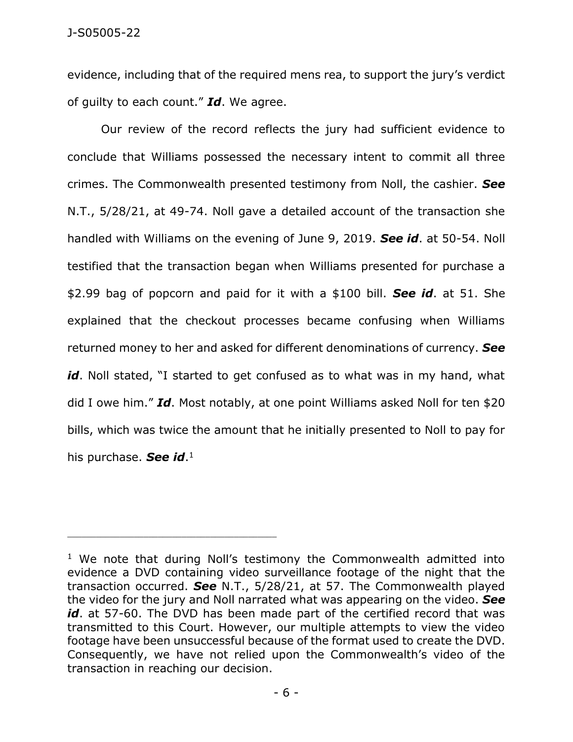evidence, including that of the required mens rea, to support the jury's verdict of guilty to each count." ***Id***. We agree.

Our review of the record reflects the jury had sufficient evidence to conclude that Williams possessed the necessary intent to commit all three crimes. The Commonwealth presented testimony from Noll, the cashier. ***See*** N.T., 5/28/21, at 49-74. Noll gave a detailed account of the transaction she handled with Williams on the evening of June 9, 2019. ***See id***. at 50-54. Noll testified that the transaction began when Williams presented for purchase a $2.99 bag of popcorn and paid for it with a $100 bill. ***See id***. at 51. She explained that the checkout processes became confusing when Williams returned money to her and asked for different denominations of currency. ***See id***. Noll stated, "I started to get confused as to what was in my hand, what did I owe him." ***Id***. Most notably, at one point Williams asked Noll for ten $20 bills, which was twice the amount that he initially presented to Noll to pay for his purchase. ***See id***.[1]

---

[1] We note that during Noll's testimony the Commonwealth admitted into evidence a DVD containing video surveillance footage of the night that the transaction occurred. ***See*** N.T., 5/28/21, at 57. The Commonwealth played the video for the jury and Noll narrated what was appearing on the video. ***See id***. at 57-60. The DVD has been made part of the certified record that was transmitted to this Court. However, our multiple attempts to view the video footage have been unsuccessful because of the format used to create the DVD. Consequently, we have not relied upon the Commonwealth's video of the transaction in reaching our decision.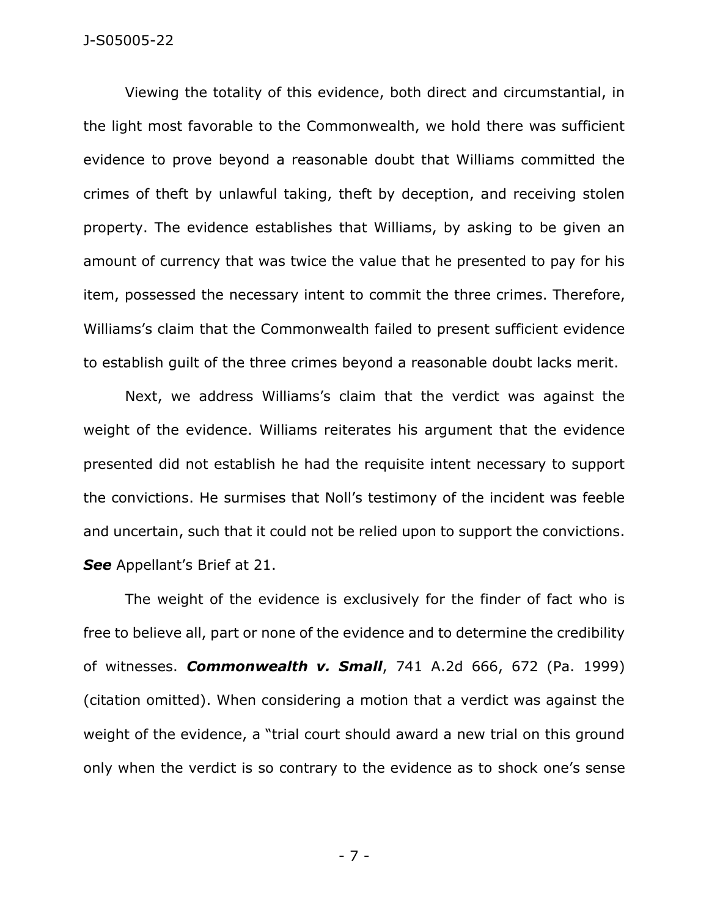Viewing the totality of this evidence, both direct and circumstantial, in the light most favorable to the Commonwealth, we hold there was sufficient evidence to prove beyond a reasonable doubt that Williams committed the crimes of theft by unlawful taking, theft by deception, and receiving stolen property. The evidence establishes that Williams, by asking to be given an amount of currency that was twice the value that he presented to pay for his item, possessed the necessary intent to commit the three crimes. Therefore, Williams's claim that the Commonwealth failed to present sufficient evidence to establish guilt of the three crimes beyond a reasonable doubt lacks merit.

Next, we address Williams's claim that the verdict was against the weight of the evidence. Williams reiterates his argument that the evidence presented did not establish he had the requisite intent necessary to support the convictions. He surmises that Noll's testimony of the incident was feeble and uncertain, such that it could not be relied upon to support the convictions. ***See*** Appellant's Brief at 21.

The weight of the evidence is exclusively for the finder of fact who is free to believe all, part or none of the evidence and to determine the credibility of witnesses. ***Commonwealth v. Small***, 741 A.2d 666, 672 (Pa. 1999) (citation omitted). When considering a motion that a verdict was against the weight of the evidence, a "trial court should award a new trial on this ground only when the verdict is so contrary to the evidence as to shock one's sense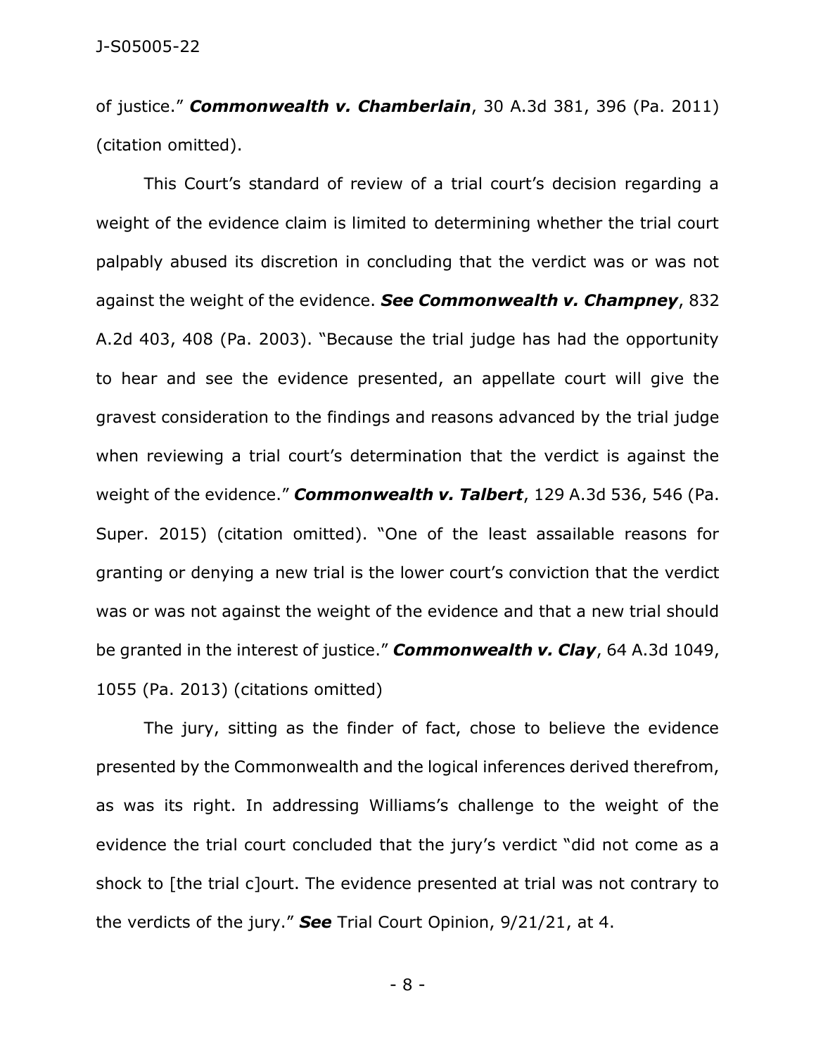of justice." ***Commonwealth v. Chamberlain***, 30 A.3d 381, 396 (Pa. 2011) (citation omitted).

This Court's standard of review of a trial court's decision regarding a weight of the evidence claim is limited to determining whether the trial court palpably abused its discretion in concluding that the verdict was or was not against the weight of the evidence. ***See Commonwealth v. Champney***, 832 A.2d 403, 408 (Pa. 2003). "Because the trial judge has had the opportunity to hear and see the evidence presented, an appellate court will give the gravest consideration to the findings and reasons advanced by the trial judge when reviewing a trial court's determination that the verdict is against the weight of the evidence." ***Commonwealth v. Talbert***, 129 A.3d 536, 546 (Pa. Super. 2015) (citation omitted). "One of the least assailable reasons for granting or denying a new trial is the lower court's conviction that the verdict was or was not against the weight of the evidence and that a new trial should be granted in the interest of justice." ***Commonwealth v. Clay***, 64 A.3d 1049, 1055 (Pa. 2013) (citations omitted)

The jury, sitting as the finder of fact, chose to believe the evidence presented by the Commonwealth and the logical inferences derived therefrom, as was its right. In addressing Williams's challenge to the weight of the evidence the trial court concluded that the jury's verdict "did not come as a shock to [the trial c]ourt. The evidence presented at trial was not contrary to the verdicts of the jury." ***See*** Trial Court Opinion, 9/21/21, at 4.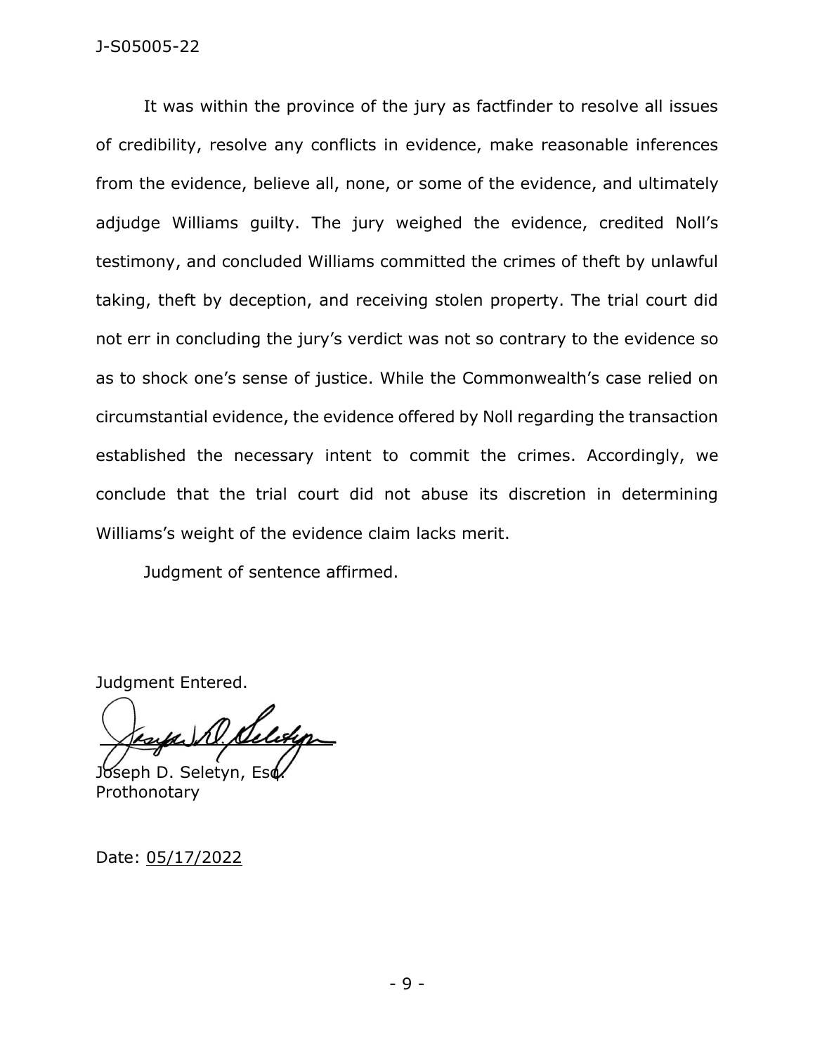It was within the province of the jury as factfinder to resolve all issues of credibility, resolve any conflicts in evidence, make reasonable inferences from the evidence, believe all, none, or some of the evidence, and ultimately adjudge Williams guilty. The jury weighed the evidence, credited Noll's testimony, and concluded Williams committed the crimes of theft by unlawful taking, theft by deception, and receiving stolen property. The trial court did not err in concluding the jury's verdict was not so contrary to the evidence so as to shock one's sense of justice. While the Commonwealth's case relied on circumstantial evidence, the evidence offered by Noll regarding the transaction established the necessary intent to commit the crimes. Accordingly, we conclude that the trial court did not abuse its discretion in determining Williams's weight of the evidence claim lacks merit.

Judgment of sentence affirmed.

Judgment Entered.

Joseph D. Seletyn, Esq.
Prothonotary

Date: 05/17/2022